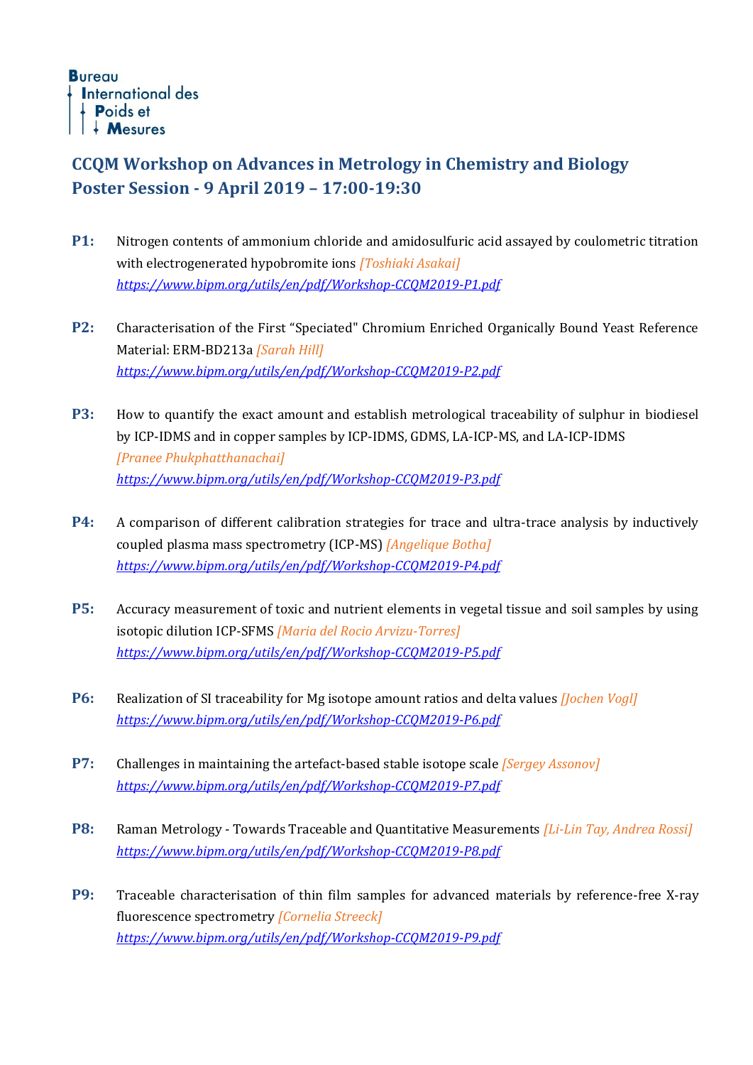Bureau International des Poids et Mesures

## CCQM Workshop on Advances in Metrology in Chemistry and Biology
## Poster Session - 9 April 2019 – 17:00-19:30

**P1:** Nitrogen contents of ammonium chloride and amidosulfuric acid assayed by coulometric titration with electrogenerated hypobromite ions *[Toshiaki Asakai]*
*https://www.bipm.org/utils/en/pdf/Workshop-CCQM2019-P1.pdf*

**P2:** Characterisation of the First "Speciated" Chromium Enriched Organically Bound Yeast Reference Material: ERM-BD213a *[Sarah Hill]*
*https://www.bipm.org/utils/en/pdf/Workshop-CCQM2019-P2.pdf*

**P3:** How to quantify the exact amount and establish metrological traceability of sulphur in biodiesel by ICP-IDMS and in copper samples by ICP-IDMS, GDMS, LA-ICP-MS, and LA-ICP-IDMS *[Pranee Phukphatthanachai]*
*https://www.bipm.org/utils/en/pdf/Workshop-CCQM2019-P3.pdf*

**P4:** A comparison of different calibration strategies for trace and ultra-trace analysis by inductively coupled plasma mass spectrometry (ICP-MS) *[Angelique Botha]*
*https://www.bipm.org/utils/en/pdf/Workshop-CCQM2019-P4.pdf*

**P5:** Accuracy measurement of toxic and nutrient elements in vegetal tissue and soil samples by using isotopic dilution ICP-SFMS *[Maria del Rocio Arvizu-Torres]*
*https://www.bipm.org/utils/en/pdf/Workshop-CCQM2019-P5.pdf*

**P6:** Realization of SI traceability for Mg isotope amount ratios and delta values *[Jochen Vogl]*
*https://www.bipm.org/utils/en/pdf/Workshop-CCQM2019-P6.pdf*

**P7:** Challenges in maintaining the artefact-based stable isotope scale *[Sergey Assonov]*
*https://www.bipm.org/utils/en/pdf/Workshop-CCQM2019-P7.pdf*

**P8:** Raman Metrology - Towards Traceable and Quantitative Measurements *[Li-Lin Tay, Andrea Rossi]*
*https://www.bipm.org/utils/en/pdf/Workshop-CCQM2019-P8.pdf*

**P9:** Traceable characterisation of thin film samples for advanced materials by reference-free X-ray fluorescence spectrometry *[Cornelia Streeck]*
*https://www.bipm.org/utils/en/pdf/Workshop-CCQM2019-P9.pdf*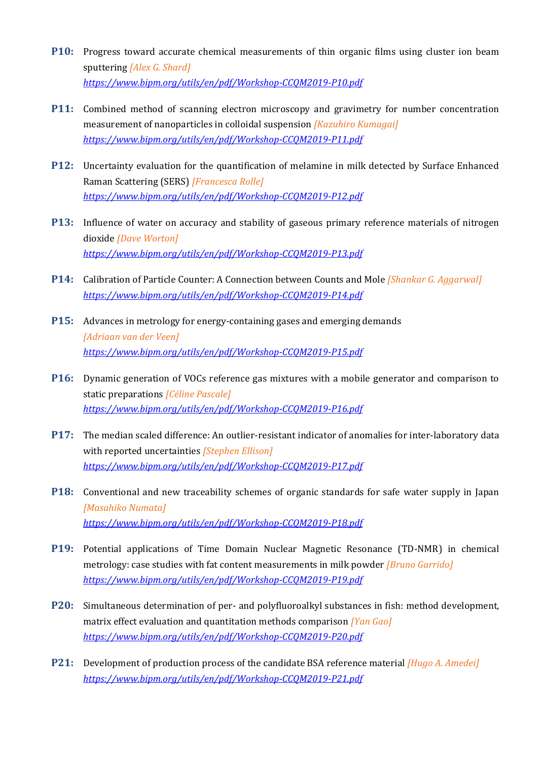**P10:** Progress toward accurate chemical measurements of thin organic films using cluster ion beam sputtering *[Alex G. Shard]*
*https://www.bipm.org/utils/en/pdf/Workshop-CCQM2019-P10.pdf*

**P11:** Combined method of scanning electron microscopy and gravimetry for number concentration measurement of nanoparticles in colloidal suspension *[Kazuhiro Kumagai]*
*https://www.bipm.org/utils/en/pdf/Workshop-CCQM2019-P11.pdf*

**P12:** Uncertainty evaluation for the quantification of melamine in milk detected by Surface Enhanced Raman Scattering (SERS) *[Francesca Rolle]*
*https://www.bipm.org/utils/en/pdf/Workshop-CCQM2019-P12.pdf*

**P13:** Influence of water on accuracy and stability of gaseous primary reference materials of nitrogen dioxide *[Dave Worton]*
*https://www.bipm.org/utils/en/pdf/Workshop-CCQM2019-P13.pdf*

**P14:** Calibration of Particle Counter: A Connection between Counts and Mole *[Shankar G. Aggarwal]*
*https://www.bipm.org/utils/en/pdf/Workshop-CCQM2019-P14.pdf*

**P15:** Advances in metrology for energy-containing gases and emerging demands *[Adriaan van der Veen]*
*https://www.bipm.org/utils/en/pdf/Workshop-CCQM2019-P15.pdf*

**P16:** Dynamic generation of VOCs reference gas mixtures with a mobile generator and comparison to static preparations *[Céline Pascale]*
*https://www.bipm.org/utils/en/pdf/Workshop-CCQM2019-P16.pdf*

**P17:** The median scaled difference: An outlier-resistant indicator of anomalies for inter-laboratory data with reported uncertainties *[Stephen Ellison]*
*https://www.bipm.org/utils/en/pdf/Workshop-CCQM2019-P17.pdf*

**P18:** Conventional and new traceability schemes of organic standards for safe water supply in Japan *[Masahiko Numata]*
*https://www.bipm.org/utils/en/pdf/Workshop-CCQM2019-P18.pdf*

**P19:** Potential applications of Time Domain Nuclear Magnetic Resonance (TD-NMR) in chemical metrology: case studies with fat content measurements in milk powder *[Bruno Garrido]*
*https://www.bipm.org/utils/en/pdf/Workshop-CCQM2019-P19.pdf*

**P20:** Simultaneous determination of per- and polyfluoroalkyl substances in fish: method development, matrix effect evaluation and quantitation methods comparison *[Yan Gao]*
*https://www.bipm.org/utils/en/pdf/Workshop-CCQM2019-P20.pdf*

**P21:** Development of production process of the candidate BSA reference material *[Hugo A. Amedei]*
*https://www.bipm.org/utils/en/pdf/Workshop-CCQM2019-P21.pdf*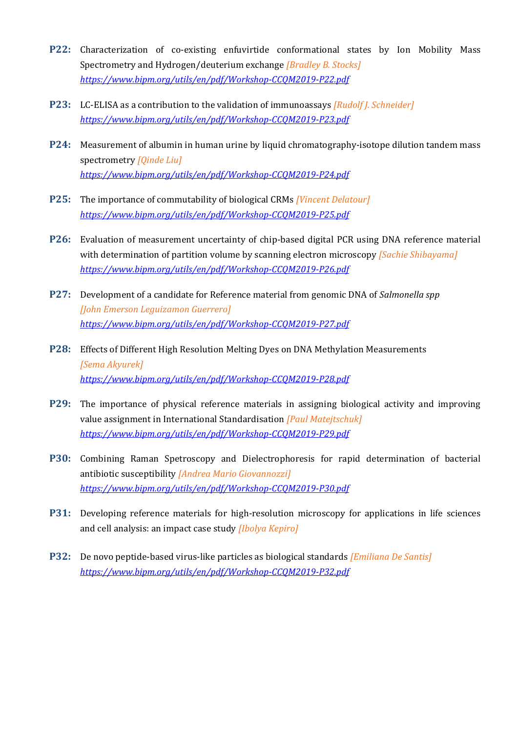**P22:** Characterization of co-existing enfuvirtide conformational states by Ion Mobility Mass Spectrometry and Hydrogen/deuterium exchange *[Bradley B. Stocks]*
*https://www.bipm.org/utils/en/pdf/Workshop-CCQM2019-P22.pdf*

**P23:** LC-ELISA as a contribution to the validation of immunoassays *[Rudolf J. Schneider]*
*https://www.bipm.org/utils/en/pdf/Workshop-CCQM2019-P23.pdf*

**P24:** Measurement of albumin in human urine by liquid chromatography-isotope dilution tandem mass spectrometry *[Qinde Liu]*
*https://www.bipm.org/utils/en/pdf/Workshop-CCQM2019-P24.pdf*

**P25:** The importance of commutability of biological CRMs *[Vincent Delatour]*
*https://www.bipm.org/utils/en/pdf/Workshop-CCQM2019-P25.pdf*

**P26:** Evaluation of measurement uncertainty of chip-based digital PCR using DNA reference material with determination of partition volume by scanning electron microscopy *[Sachie Shibayama]*
*https://www.bipm.org/utils/en/pdf/Workshop-CCQM2019-P26.pdf*

**P27:** Development of a candidate for Reference material from genomic DNA of *Salmonella spp*
*[John Emerson Leguizamon Guerrero]*
*https://www.bipm.org/utils/en/pdf/Workshop-CCQM2019-P27.pdf*

**P28:** Effects of Different High Resolution Melting Dyes on DNA Methylation Measurements
*[Sema Akyurek]*
*https://www.bipm.org/utils/en/pdf/Workshop-CCQM2019-P28.pdf*

**P29:** The importance of physical reference materials in assigning biological activity and improving value assignment in International Standardisation *[Paul Matejtschuk]*
*https://www.bipm.org/utils/en/pdf/Workshop-CCQM2019-P29.pdf*

**P30:** Combining Raman Spetroscopy and Dielectrophoresis for rapid determination of bacterial antibiotic susceptibility *[Andrea Mario Giovannozzi]*
*https://www.bipm.org/utils/en/pdf/Workshop-CCQM2019-P30.pdf*

**P31:** Developing reference materials for high-resolution microscopy for applications in life sciences and cell analysis: an impact case study *[Ibolya Kepiro]*

**P32:** De novo peptide-based virus-like particles as biological standards *[Emiliana De Santis]*
*https://www.bipm.org/utils/en/pdf/Workshop-CCQM2019-P32.pdf*